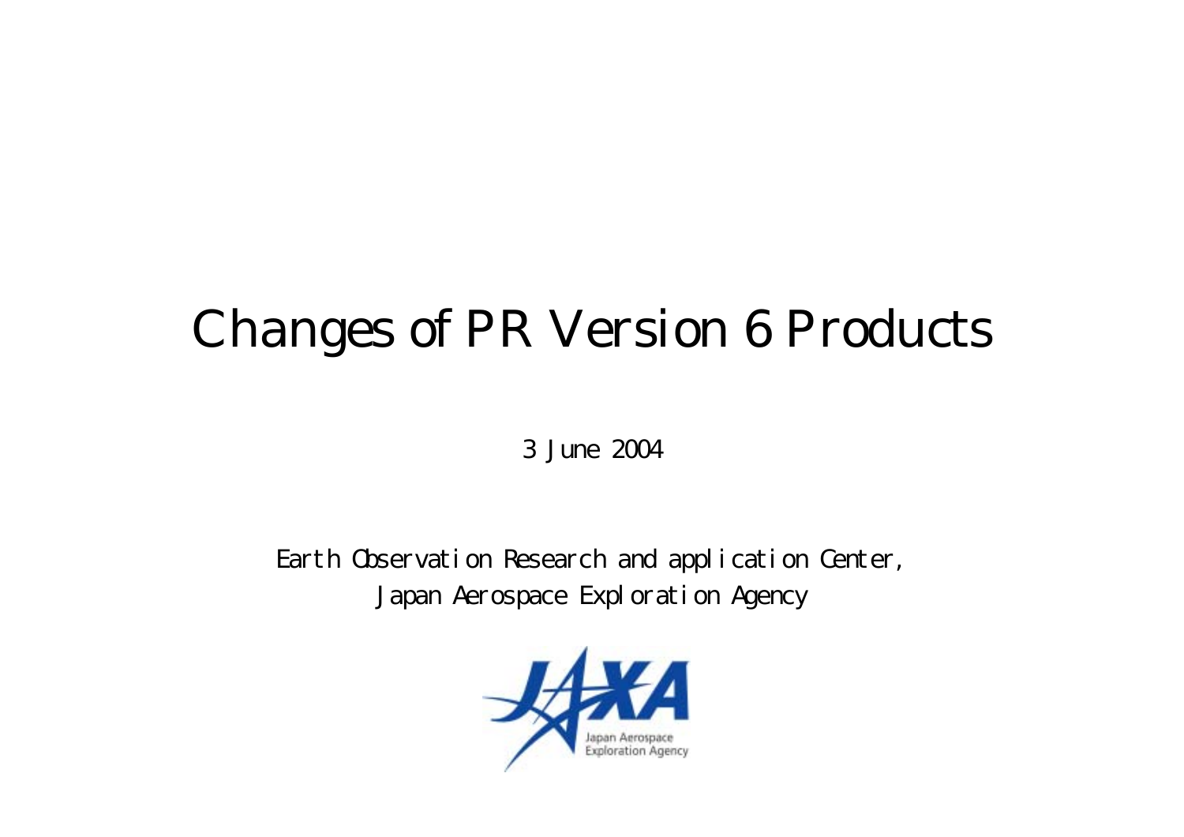# Changes of PR Version 6 Products

3 June 2004

Earth Observation Research and application Center,
Japan Aerospace Exploration Agency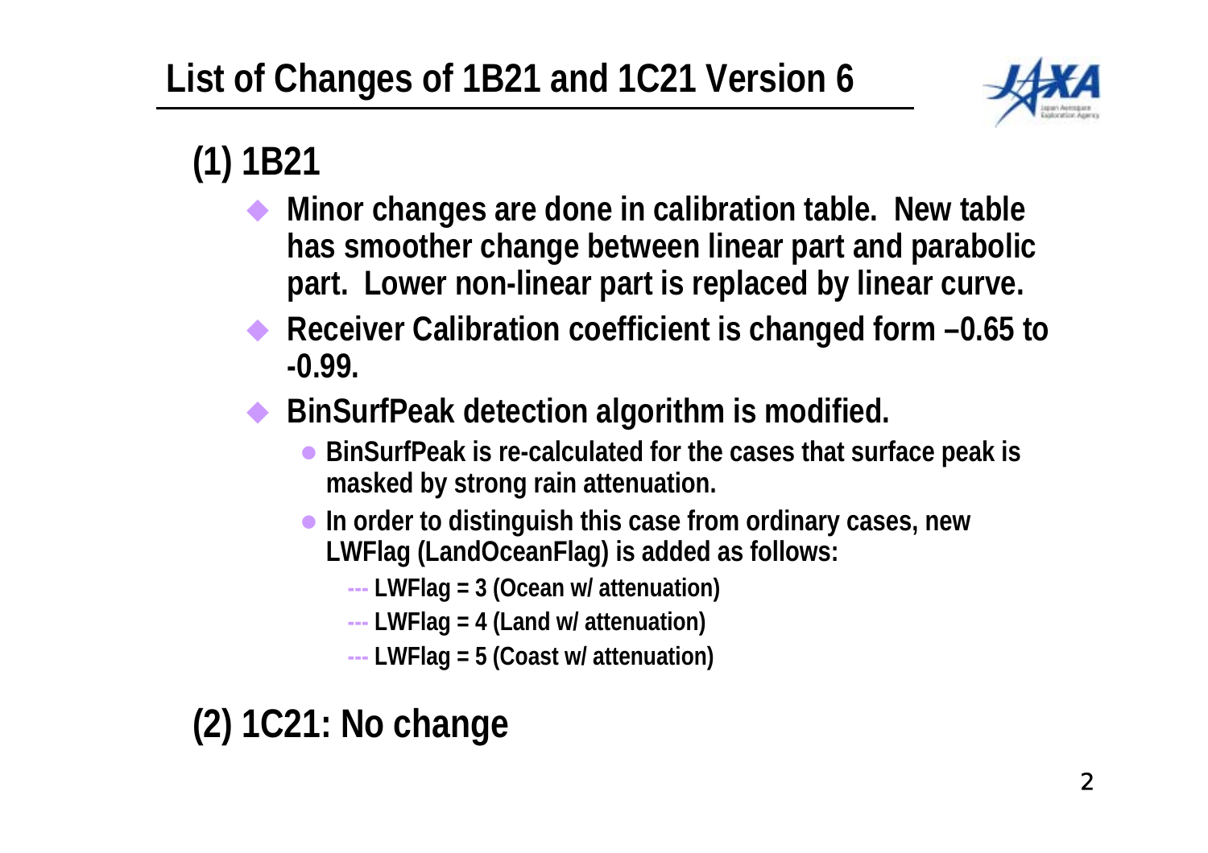# List of Changes of 1B21 and 1C21 Version 6

## (1) 1B21

- Minor changes are done in calibration table. New table has smoother change between linear part and parabolic part. Lower non-linear part is replaced by linear curve.
- Receiver Calibration coefficient is changed form –0.65 to -0.99.
- BinSurfPeak detection algorithm is modified.
  - BinSurfPeak is re-calculated for the cases that surface peak is masked by strong rain attenuation.
  - In order to distinguish this case from ordinary cases, new LWFlag (LandOceanFlag) is added as follows:
    - --- LWFlag = 3 (Ocean w/ attenuation)
    - --- LWFlag = 4 (Land w/ attenuation)
    - --- LWFlag = 5 (Coast w/ attenuation)

## (2) 1C21: No change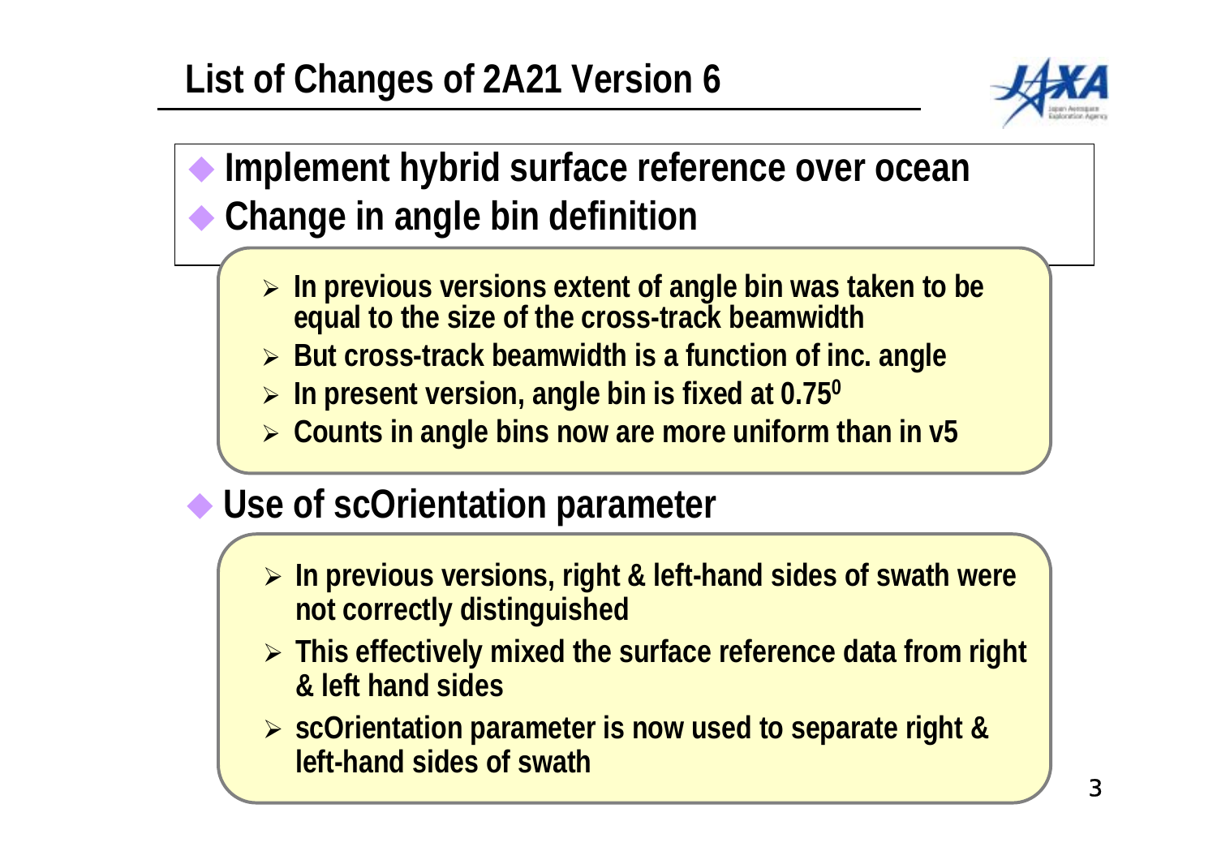# List of Changes of 2A21 Version 6

- **Implement hybrid surface reference over ocean**
- **Change in angle bin definition**
  - In previous versions extent of angle bin was taken to be equal to the size of the cross-track beamwidth
  - But cross-track beamwidth is a function of inc. angle
  - In present version, angle bin is fixed at $0.75^0$
  - Counts in angle bins now are more uniform than in v5
- **Use of scOrientation parameter**
  - In previous versions, right & left-hand sides of swath were not correctly distinguished
  - This effectively mixed the surface reference data from right & left hand sides
  - scOrientation parameter is now used to separate right & left-hand sides of swath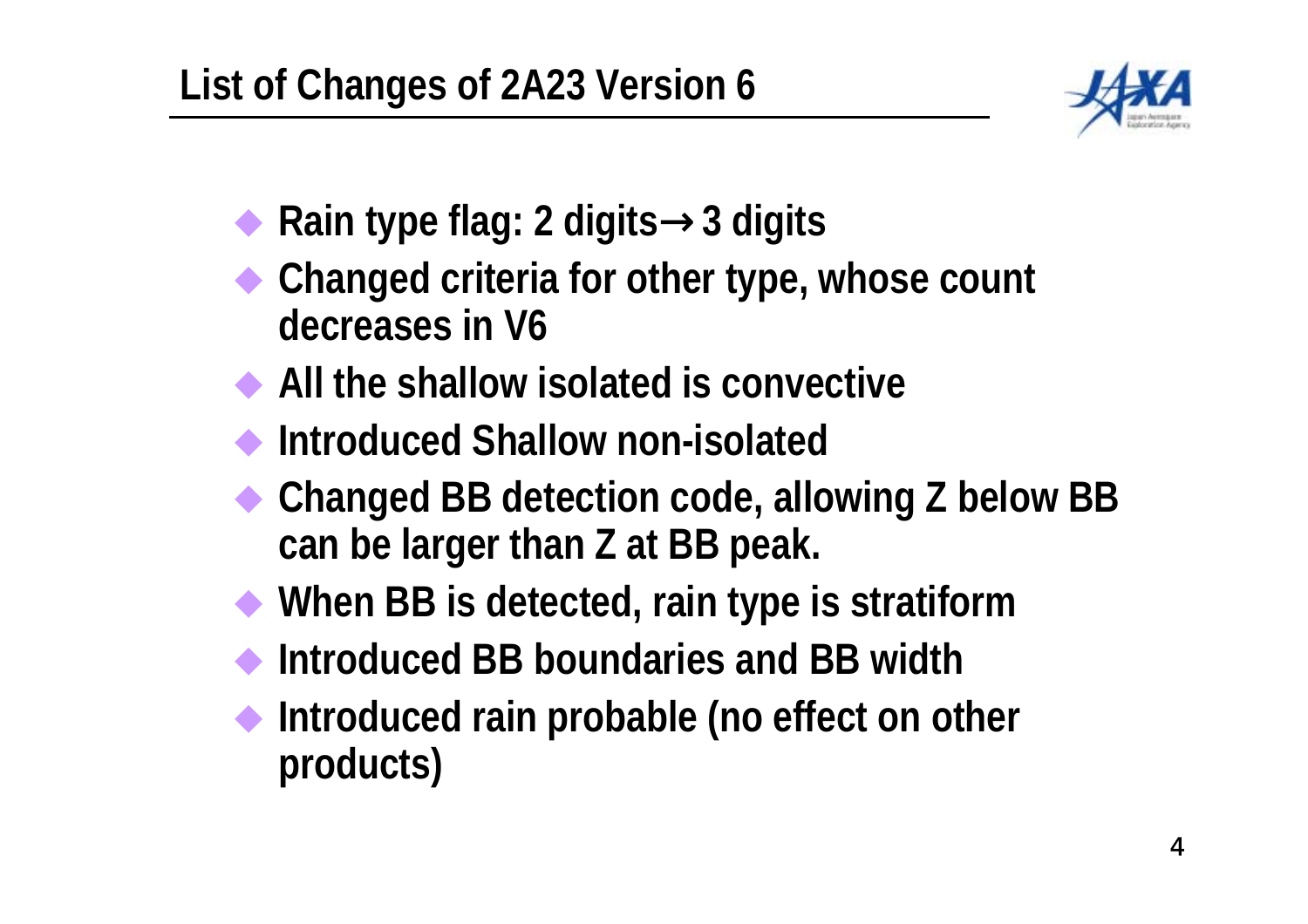# List of Changes of 2A23 Version 6

- Rain type flag: 2 digits→3 digits
- Changed criteria for other type, whose count decreases in V6
- All the shallow isolated is convective
- Introduced Shallow non-isolated
- Changed BB detection code, allowing Z below BB can be larger than Z at BB peak.
- When BB is detected, rain type is stratiform
- Introduced BB boundaries and BB width
- Introduced rain probable (no effect on other products)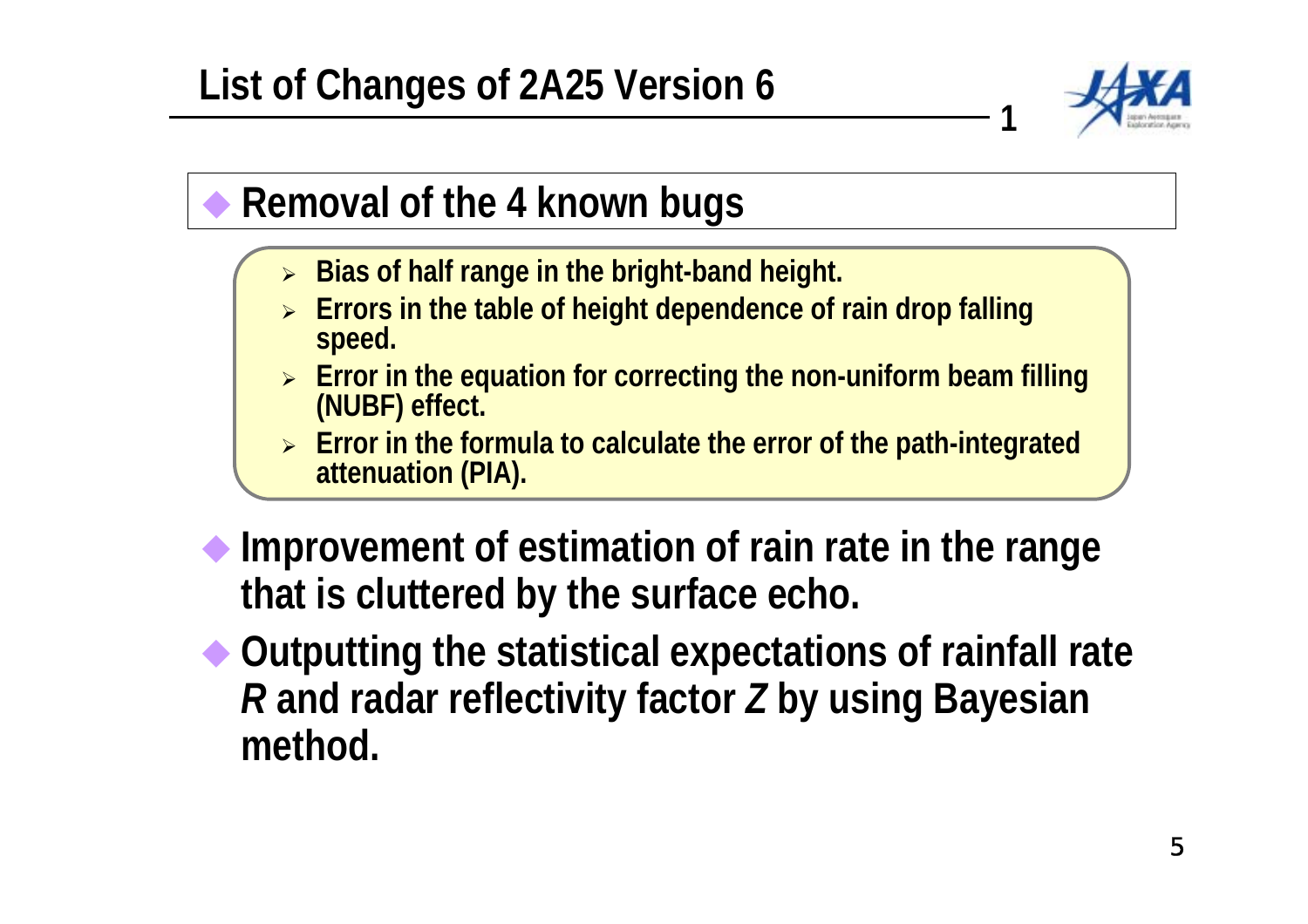# List of Changes of 2A25 Version 6

1

## Removal of the 4 known bugs

- Bias of half range in the bright-band height.
- Errors in the table of height dependence of rain drop falling speed.
- Error in the equation for correcting the non-uniform beam filling (NUBF) effect.
- Error in the formula to calculate the error of the path-integrated attenuation (PIA).

## Improvement of estimation of rain rate in the range that is cluttered by the surface echo.

## Outputting the statistical expectations of rainfall rate *R* and radar reflectivity factor *Z* by using Bayesian method.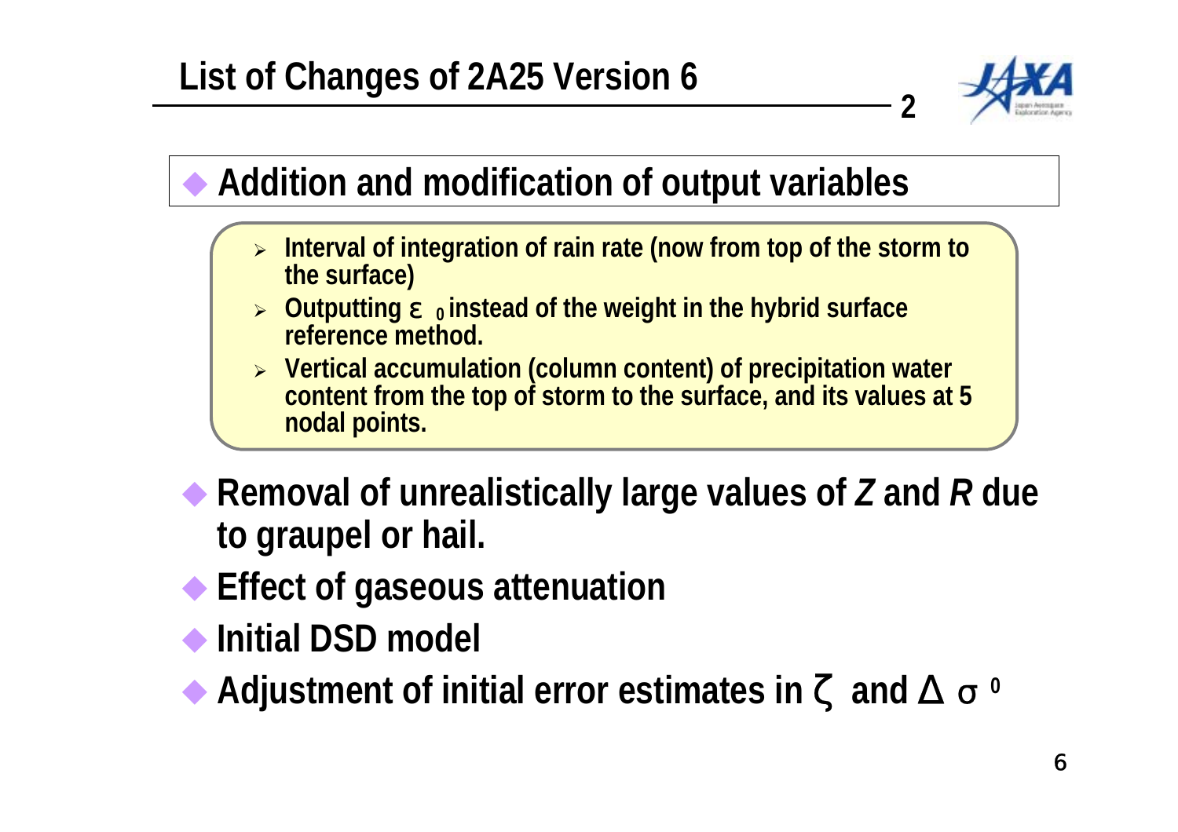# List of Changes of 2A25 Version 6

2

- **Addition and modification of output variables**
  - Interval of integration of rain rate (now from top of the storm to the surface)
  - Outputting $\varepsilon_0$ instead of the weight in the hybrid surface reference method.
  - Vertical accumulation (column content) of precipitation water content from the top of storm to the surface, and its values at 5 nodal points.
- **Removal of unrealistically large values of *Z* and *R* due to graupel or hail.**
- **Effect of gaseous attenuation**
- **Initial DSD model**
- **Adjustment of initial error estimates in $\zeta$ and $\Delta\sigma^0$**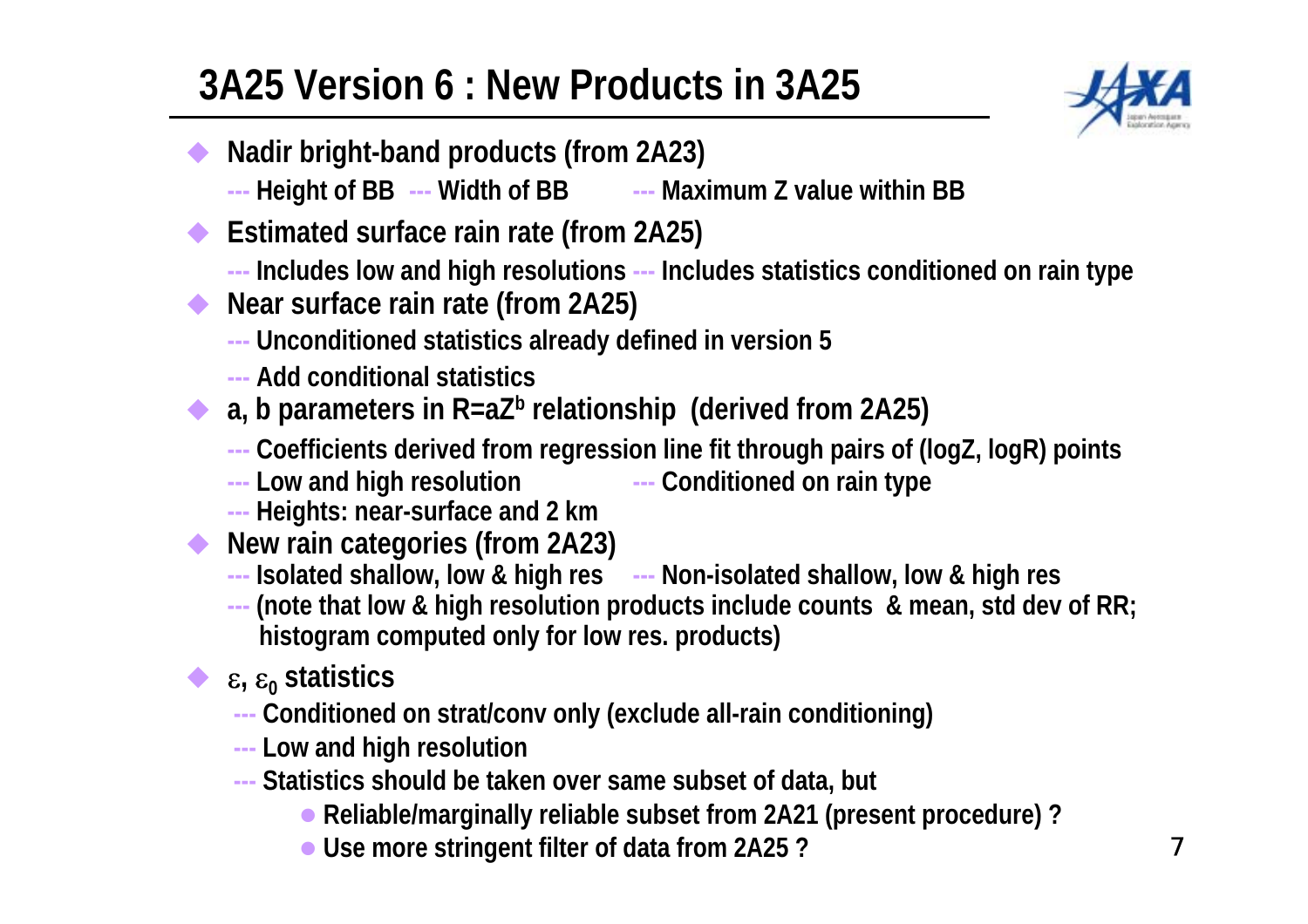# 3A25 Version 6 : New Products in 3A25

- **Nadir bright-band products (from 2A23)**
  - --- Height of BB --- Width of BB --- Maximum Z value within BB
- **Estimated surface rain rate (from 2A25)**
  - --- Includes low and high resolutions --- Includes statistics conditioned on rain type
- **Near surface rain rate (from 2A25)**
  - --- Unconditioned statistics already defined in version 5
  - --- Add conditional statistics
- **a, b parameters in $R=aZ^b$ relationship (derived from 2A25)**
  - --- Coefficients derived from regression line fit through pairs of (logZ, logR) points
  - --- Low and high resolution --- Conditioned on rain type
  - --- Heights: near-surface and 2 km
- **New rain categories (from 2A23)**
  - --- Isolated shallow, low & high res --- Non-isolated shallow, low & high res
  - --- (note that low & high resolution products include counts & mean, std dev of RR; histogram computed only for low res. products)
- **$\varepsilon$, $\varepsilon_0$ statistics**
  - --- Conditioned on strat/conv only (exclude all-rain conditioning)
  - --- Low and high resolution
  - --- Statistics should be taken over same subset of data, but
    - Reliable/marginally reliable subset from 2A21 (present procedure) ?
    - Use more stringent filter of data from 2A25 ?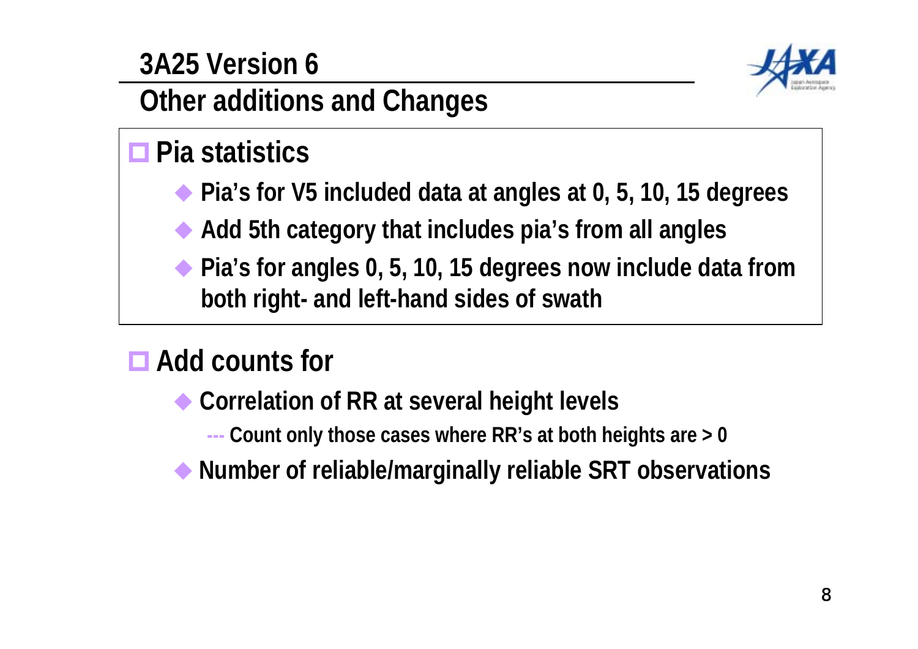# 3A25 Version 6

## Other additions and Changes

- **Pia statistics**
  - Pia's for V5 included data at angles at 0, 5, 10, 15 degrees
  - Add 5th category that includes pia's from all angles
  - Pia's for angles 0, 5, 10, 15 degrees now include data from both right- and left-hand sides of swath

- **Add counts for**
  - Correlation of RR at several height levels
    - --- Count only those cases where RR's at both heights are > 0
  - Number of reliable/marginally reliable SRT observations